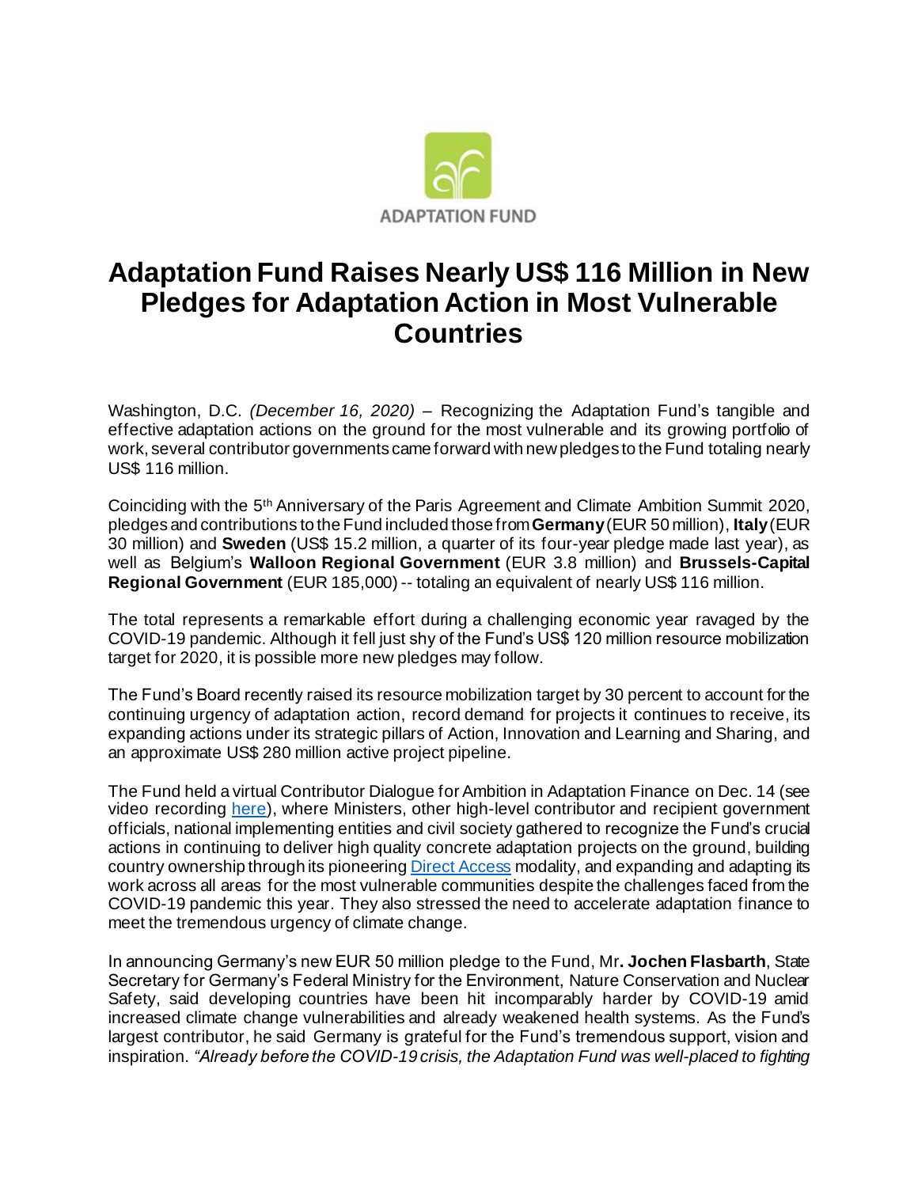ADAPTATION FUND

# Adaptation Fund Raises Nearly US$ 116 Million in New Pledges for Adaptation Action in Most Vulnerable Countries

Washington, D.C. *(December 16, 2020)* – Recognizing the Adaptation Fund's tangible and effective adaptation actions on the ground for the most vulnerable and its growing portfolio of work, several contributor governments came forward with new pledges to the Fund totaling nearly US$ 116 million.

Coinciding with the 5th Anniversary of the Paris Agreement and Climate Ambition Summit 2020, pledges and contributions to the Fund included those from **Germany** (EUR 50 million), **Italy** (EUR 30 million) and **Sweden** (US$ 15.2 million, a quarter of its four-year pledge made last year), as well as Belgium's **Walloon Regional Government** (EUR 3.8 million) and **Brussels-Capital Regional Government** (EUR 185,000) -- totaling an equivalent of nearly US$ 116 million.

The total represents a remarkable effort during a challenging economic year ravaged by the COVID-19 pandemic. Although it fell just shy of the Fund's US$ 120 million resource mobilization target for 2020, it is possible more new pledges may follow.

The Fund's Board recently raised its resource mobilization target by 30 percent to account for the continuing urgency of adaptation action, record demand for projects it continues to receive, its expanding actions under its strategic pillars of Action, Innovation and Learning and Sharing, and an approximate US$ 280 million active project pipeline.

The Fund held a virtual Contributor Dialogue for Ambition in Adaptation Finance on Dec. 14 (see video recording here), where Ministers, other high-level contributor and recipient government officials, national implementing entities and civil society gathered to recognize the Fund's crucial actions in continuing to deliver high quality concrete adaptation projects on the ground, building country ownership through its pioneering Direct Access modality, and expanding and adapting its work across all areas for the most vulnerable communities despite the challenges faced from the COVID-19 pandemic this year. They also stressed the need to accelerate adaptation finance to meet the tremendous urgency of climate change.

In announcing Germany's new EUR 50 million pledge to the Fund, Mr**. Jochen Flasbarth**, State Secretary for Germany's Federal Ministry for the Environment, Nature Conservation and Nuclear Safety, said developing countries have been hit incomparably harder by COVID-19 amid increased climate change vulnerabilities and already weakened health systems. As the Fund's largest contributor, he said Germany is grateful for the Fund's tremendous support, vision and inspiration. *"Already before the COVID-19 crisis, the Adaptation Fund was well-placed to fighting*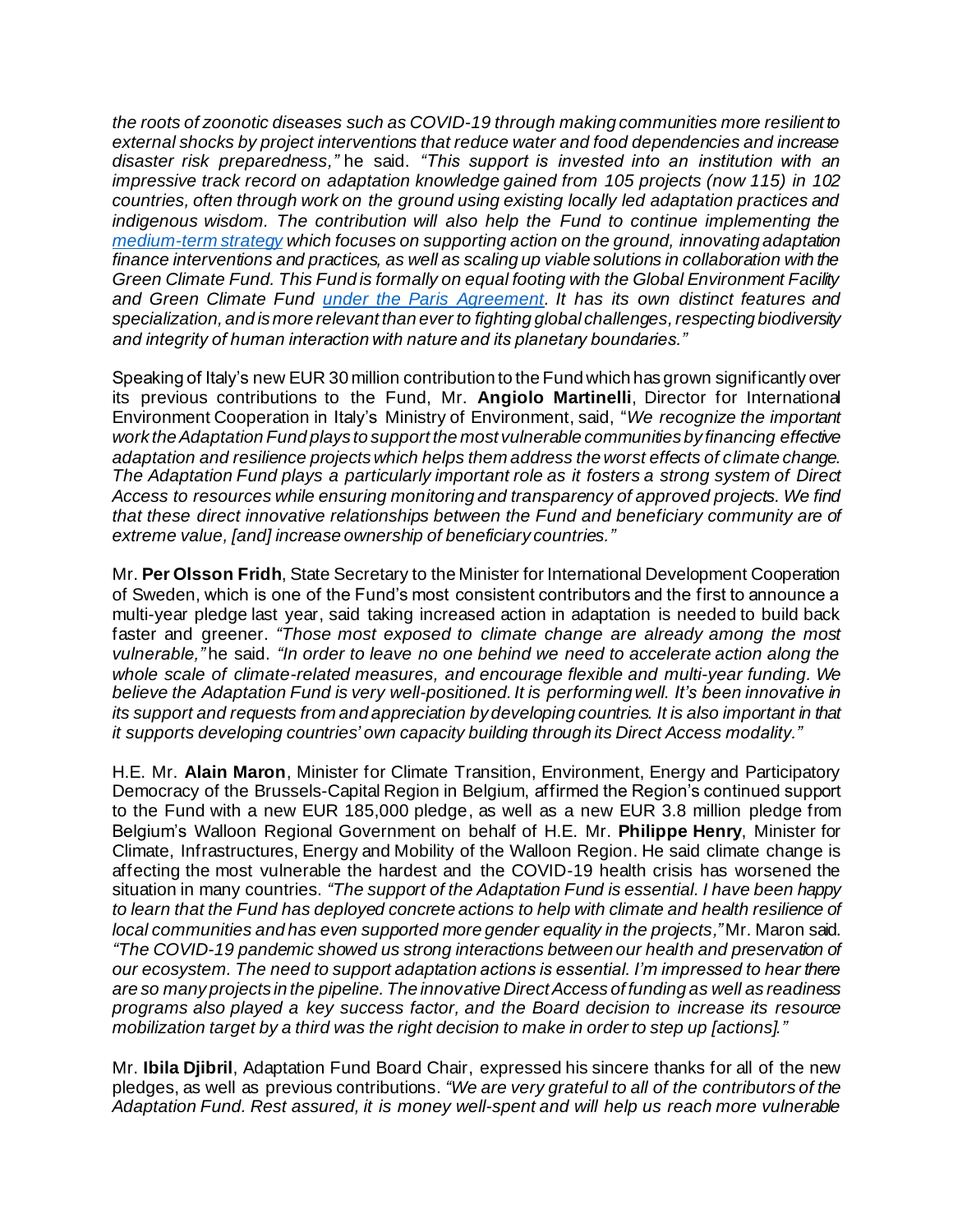*the roots of zoonotic diseases such as COVID-19 through making communities more resilient to external shocks by project interventions that reduce water and food dependencies and increase disaster risk preparedness,"* he said. *"This support is invested into an institution with an impressive track record on adaptation knowledge gained from 105 projects (now 115) in 102 countries, often through work on the ground using existing locally led adaptation practices and indigenous wisdom. The contribution will also help the Fund to continue implementing the [medium-term strategy](#) which focuses on supporting action on the ground, innovating adaptation finance interventions and practices, as well as scaling up viable solutions in collaboration with the Green Climate Fund. This Fund is formally on equal footing with the Global Environment Facility and Green Climate Fund [under the Paris Agreement](#). It has its own distinct features and specialization, and is more relevant than ever to fighting global challenges, respecting biodiversity and integrity of human interaction with nature and its planetary boundaries."*

Speaking of Italy's new EUR 30 million contribution to the Fund which has grown significantly over its previous contributions to the Fund, Mr. **Angiolo Martinelli**, Director for International Environment Cooperation in Italy's Ministry of Environment, said, "*We recognize the important work the Adaptation Fund plays to support the most vulnerable communities by financing effective adaptation and resilience projects which helps them address the worst effects of climate change. The Adaptation Fund plays a particularly important role as it fosters a strong system of Direct Access to resources while ensuring monitoring and transparency of approved projects. We find that these direct innovative relationships between the Fund and beneficiary community are of extreme value, [and] increase ownership of beneficiary countries."*

Mr. **Per Olsson Fridh**, State Secretary to the Minister for International Development Cooperation of Sweden, which is one of the Fund's most consistent contributors and the first to announce a multi-year pledge last year, said taking increased action in adaptation is needed to build back faster and greener. *"Those most exposed to climate change are already among the most vulnerable,"* he said. *"In order to leave no one behind we need to accelerate action along the whole scale of climate-related measures, and encourage flexible and multi-year funding. We believe the Adaptation Fund is very well-positioned. It is performing well. It's been innovative in its support and requests from and appreciation by developing countries. It is also important in that it supports developing countries' own capacity building through its Direct Access modality."*

H.E. Mr. **Alain Maron**, Minister for Climate Transition, Environment, Energy and Participatory Democracy of the Brussels-Capital Region in Belgium, affirmed the Region's continued support to the Fund with a new EUR 185,000 pledge, as well as a new EUR 3.8 million pledge from Belgium's Walloon Regional Government on behalf of H.E. Mr. **Philippe Henry**, Minister for Climate, Infrastructures, Energy and Mobility of the Walloon Region. He said climate change is affecting the most vulnerable the hardest and the COVID-19 health crisis has worsened the situation in many countries. *"The support of the Adaptation Fund is essential. I have been happy to learn that the Fund has deployed concrete actions to help with climate and health resilience of local communities and has even supported more gender equality in the projects,"* Mr. Maron said. *"The COVID-19 pandemic showed us strong interactions between our health and preservation of our ecosystem. The need to support adaptation actions is essential. I'm impressed to hear there are so many projects in the pipeline. The innovative Direct Access of funding as well as readiness programs also played a key success factor, and the Board decision to increase its resource mobilization target by a third was the right decision to make in order to step up [actions]."*

Mr. **Ibila Djibril**, Adaptation Fund Board Chair, expressed his sincere thanks for all of the new pledges, as well as previous contributions. *"We are very grateful to all of the contributors of the Adaptation Fund. Rest assured, it is money well-spent and will help us reach more vulnerable*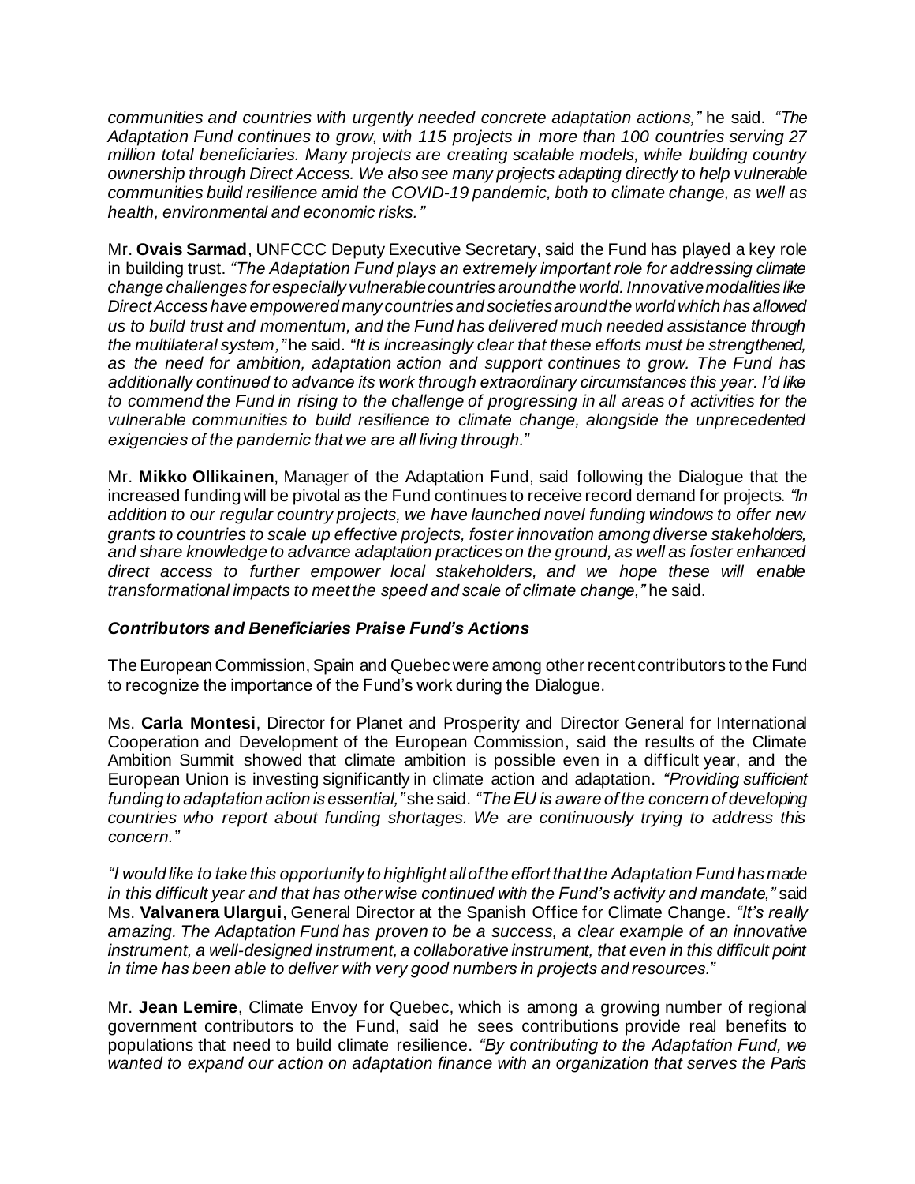*communities and countries with urgently needed concrete adaptation actions,"* he said. *"The Adaptation Fund continues to grow, with 115 projects in more than 100 countries serving 27 million total beneficiaries. Many projects are creating scalable models, while building country ownership through Direct Access. We also see many projects adapting directly to help vulnerable communities build resilience amid the COVID-19 pandemic, both to climate change, as well as health, environmental and economic risks."*

Mr. **Ovais Sarmad**, UNFCCC Deputy Executive Secretary, said the Fund has played a key role in building trust. *"The Adaptation Fund plays an extremely important role for addressing climate change challenges for especially vulnerable countries around the world. Innovative modalities like Direct Access have empowered many countries and societies around the world which has allowed us to build trust and momentum, and the Fund has delivered much needed assistance through the multilateral system,"* he said. *"It is increasingly clear that these efforts must be strengthened, as the need for ambition, adaptation action and support continues to grow. The Fund has additionally continued to advance its work through extraordinary circumstances this year. I'd like to commend the Fund in rising to the challenge of progressing in all areas of activities for the vulnerable communities to build resilience to climate change, alongside the unprecedented exigencies of the pandemic that we are all living through."*

Mr. **Mikko Ollikainen**, Manager of the Adaptation Fund, said following the Dialogue that the increased funding will be pivotal as the Fund continues to receive record demand for projects. *"In addition to our regular country projects, we have launched novel funding windows to offer new grants to countries to scale up effective projects, foster innovation among diverse stakeholders, and share knowledge to advance adaptation practices on the ground, as well as foster enhanced direct access to further empower local stakeholders, and we hope these will enable transformational impacts to meet the speed and scale of climate change,"* he said.

### *Contributors and Beneficiaries Praise Fund's Actions*

The European Commission, Spain and Quebec were among other recent contributors to the Fund to recognize the importance of the Fund's work during the Dialogue.

Ms. **Carla Montesi**, Director for Planet and Prosperity and Director General for International Cooperation and Development of the European Commission, said the results of the Climate Ambition Summit showed that climate ambition is possible even in a difficult year, and the European Union is investing significantly in climate action and adaptation. *"Providing sufficient funding to adaptation action is essential,"* she said. *"The EU is aware of the concern of developing countries who report about funding shortages. We are continuously trying to address this concern."*

*"I would like to take this opportunity to highlight all of the effort that the Adaptation Fund has made in this difficult year and that has otherwise continued with the Fund's activity and mandate,"* said Ms. **Valvanera Ulargui**, General Director at the Spanish Office for Climate Change. *"It's really amazing. The Adaptation Fund has proven to be a success, a clear example of an innovative instrument, a well-designed instrument, a collaborative instrument, that even in this difficult point in time has been able to deliver with very good numbers in projects and resources."*

Mr. **Jean Lemire**, Climate Envoy for Quebec, which is among a growing number of regional government contributors to the Fund, said he sees contributions provide real benefits to populations that need to build climate resilience. *"By contributing to the Adaptation Fund, we wanted to expand our action on adaptation finance with an organization that serves the Paris*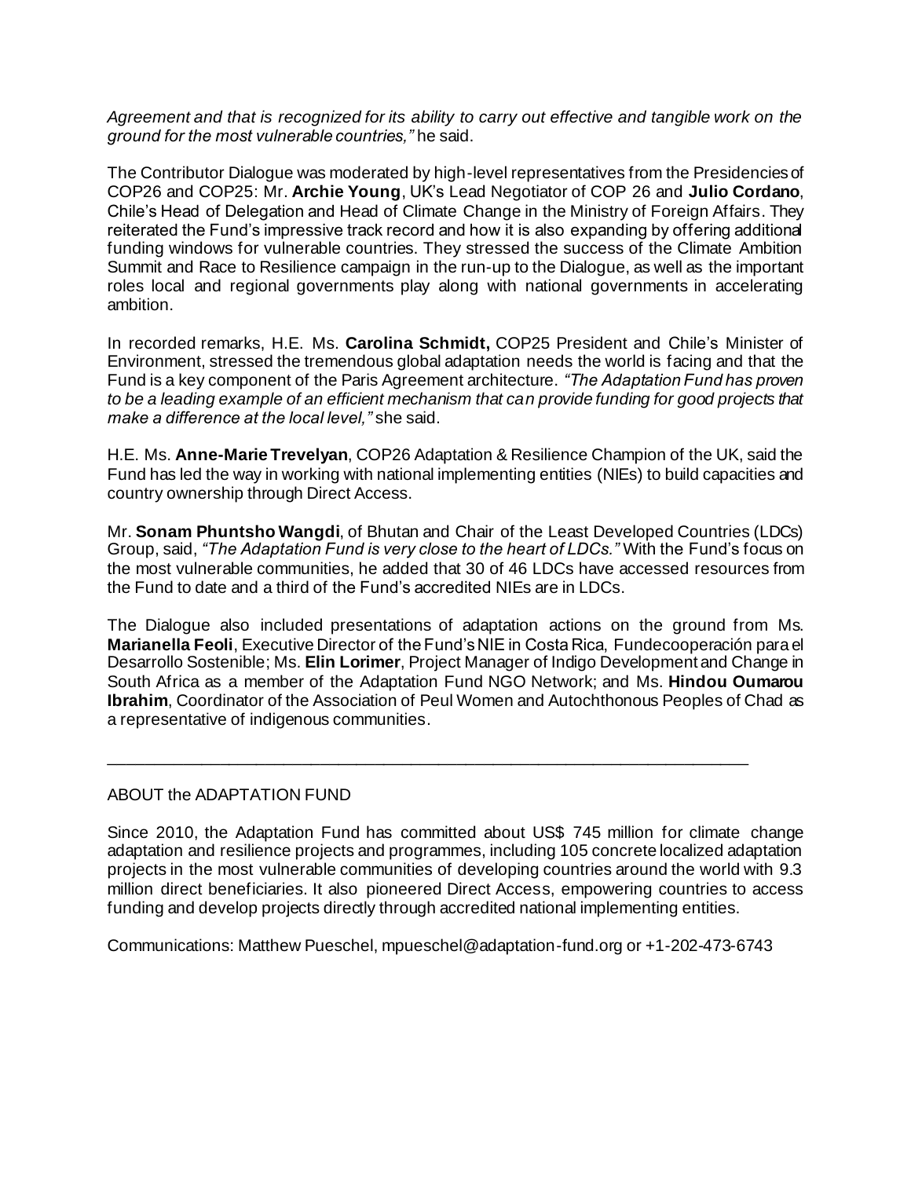*Agreement and that is recognized for its ability to carry out effective and tangible work on the ground for the most vulnerable countries,"* he said.

The Contributor Dialogue was moderated by high-level representatives from the Presidencies of COP26 and COP25: Mr. **Archie Young**, UK's Lead Negotiator of COP 26 and **Julio Cordano**, Chile's Head of Delegation and Head of Climate Change in the Ministry of Foreign Affairs. They reiterated the Fund's impressive track record and how it is also expanding by offering additional funding windows for vulnerable countries. They stressed the success of the Climate Ambition Summit and Race to Resilience campaign in the run-up to the Dialogue, as well as the important roles local and regional governments play along with national governments in accelerating ambition.

In recorded remarks, H.E. Ms. **Carolina Schmidt,** COP25 President and Chile's Minister of Environment, stressed the tremendous global adaptation needs the world is facing and that the Fund is a key component of the Paris Agreement architecture. *"The Adaptation Fund has proven to be a leading example of an efficient mechanism that can provide funding for good projects that make a difference at the local level,"* she said.

H.E. Ms. **Anne-Marie Trevelyan**, COP26 Adaptation & Resilience Champion of the UK, said the Fund has led the way in working with national implementing entities (NIEs) to build capacities and country ownership through Direct Access.

Mr. **Sonam Phuntsho Wangdi**, of Bhutan and Chair of the Least Developed Countries (LDCs) Group, said, *"The Adaptation Fund is very close to the heart of LDCs."* With the Fund's focus on the most vulnerable communities, he added that 30 of 46 LDCs have accessed resources from the Fund to date and a third of the Fund's accredited NIEs are in LDCs.

The Dialogue also included presentations of adaptation actions on the ground from Ms. **Marianella Feoli**, Executive Director of the Fund's NIE in Costa Rica, Fundecooperación para el Desarrollo Sostenible; Ms. **Elin Lorimer**, Project Manager of Indigo Development and Change in South Africa as a member of the Adaptation Fund NGO Network; and Ms. **Hindou Oumarou Ibrahim**, Coordinator of the Association of Peul Women and Autochthonous Peoples of Chad as a representative of indigenous communities.

---

ABOUT the ADAPTATION FUND

Since 2010, the Adaptation Fund has committed about US$ 745 million for climate change adaptation and resilience projects and programmes, including 105 concrete localized adaptation projects in the most vulnerable communities of developing countries around the world with 9.3 million direct beneficiaries. It also pioneered Direct Access, empowering countries to access funding and develop projects directly through accredited national implementing entities.

Communications: Matthew Pueschel, mpueschel@adaptation-fund.org or +1-202-473-6743